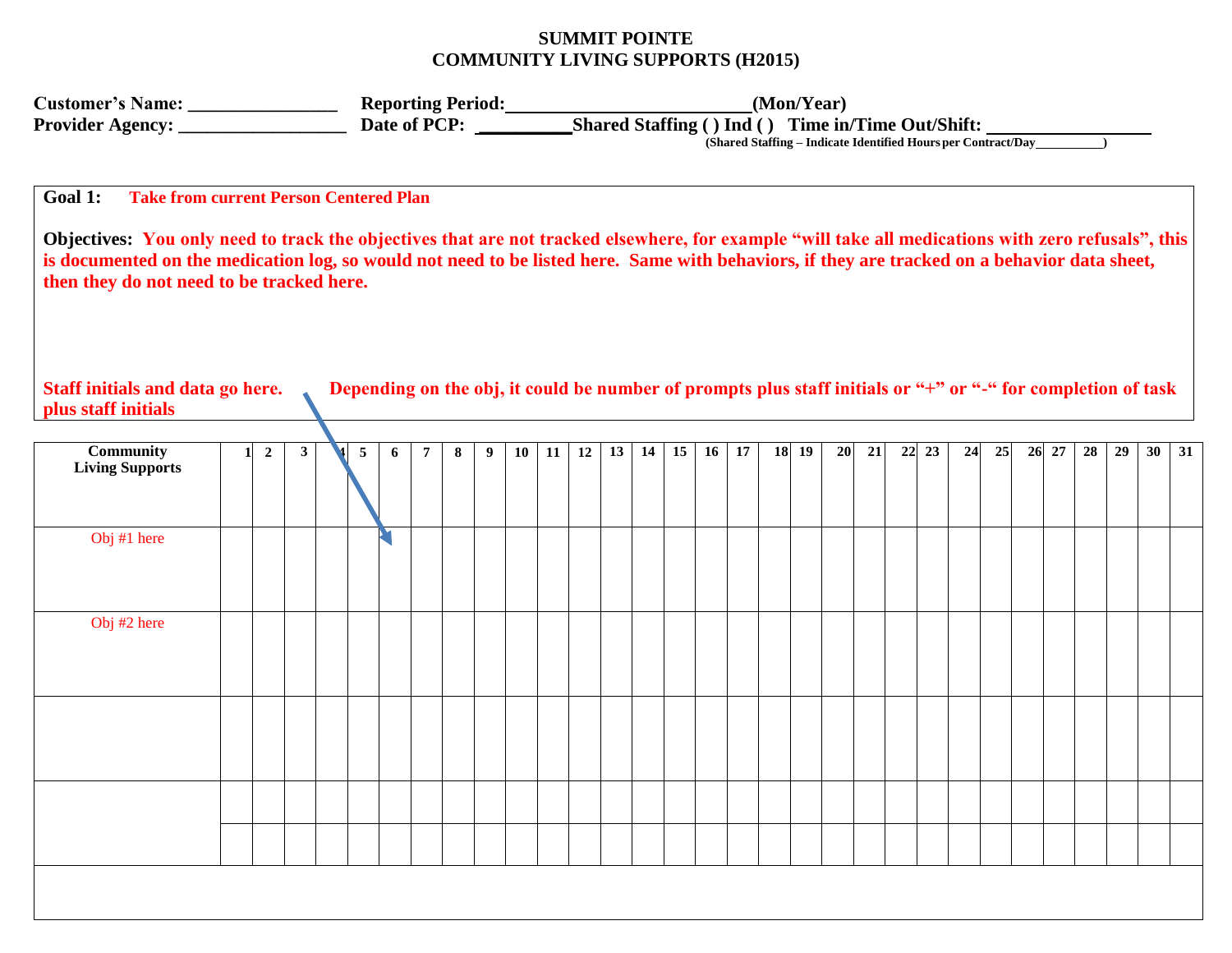# SUMMIT POINTE
## COMMUNITY LIVING SUPPORTS (H2015)

**Customer's Name:** ________________ **Reporting Period:**__________________________**(Mon/Year)**
**Provider Agency:** __________________ **Date of PCP:** __________**Shared Staffing ( ) Ind ( )** **Time in/Time Out/Shift:** _________________
**(Shared Staffing – Indicate Identified Hours per Contract/Day__________)**

**Goal 1:** **Take from current Person Centered Plan**

**Objectives:** **You only need to track the objectives that are not tracked elsewhere, for example "will take all medications with zero refusals", this is documented on the medication log, so would not need to be listed here. Same with behaviors, if they are tracked on a behavior data sheet, then they do not need to be tracked here.**

**Staff initials and data go here.** **Depending on the obj, it could be number of prompts plus staff initials or "+" or "-" for completion of task plus staff initials**

| Community Living Supports | 1 | 2 | 3 | 4 | 5 | 6 | 7 | 8 | 9 | 10 | 11 | 12 | 13 | 14 | 15 | 16 | 17 | 18 | 19 | 20 | 21 | 22 | 23 | 24 | 25 | 26 | 27 | 28 | 29 | 30 | 31 |
|---|---|---|---|---|---|---|---|---|---|---|---|---|---|---|---|---|---|---|---|---|---|---|---|---|---|---|---|---|---|---|---|
| Obj #1 here | | | | | | | | | | | | | | | | | | | | | | | | | | | | | | | |
| Obj #2 here | | | | | | | | | | | | | | | | | | | | | | | | | | | | | | | |
| | | | | | | | | | | | | | | | | | | | | | | | | | | | | | | | |
| | | | | | | | | | | | | | | | | | | | | | | | | | | | | | | | |
| | | | | | | | | | | | | | | | | | | | | | | | | | | | | | | | |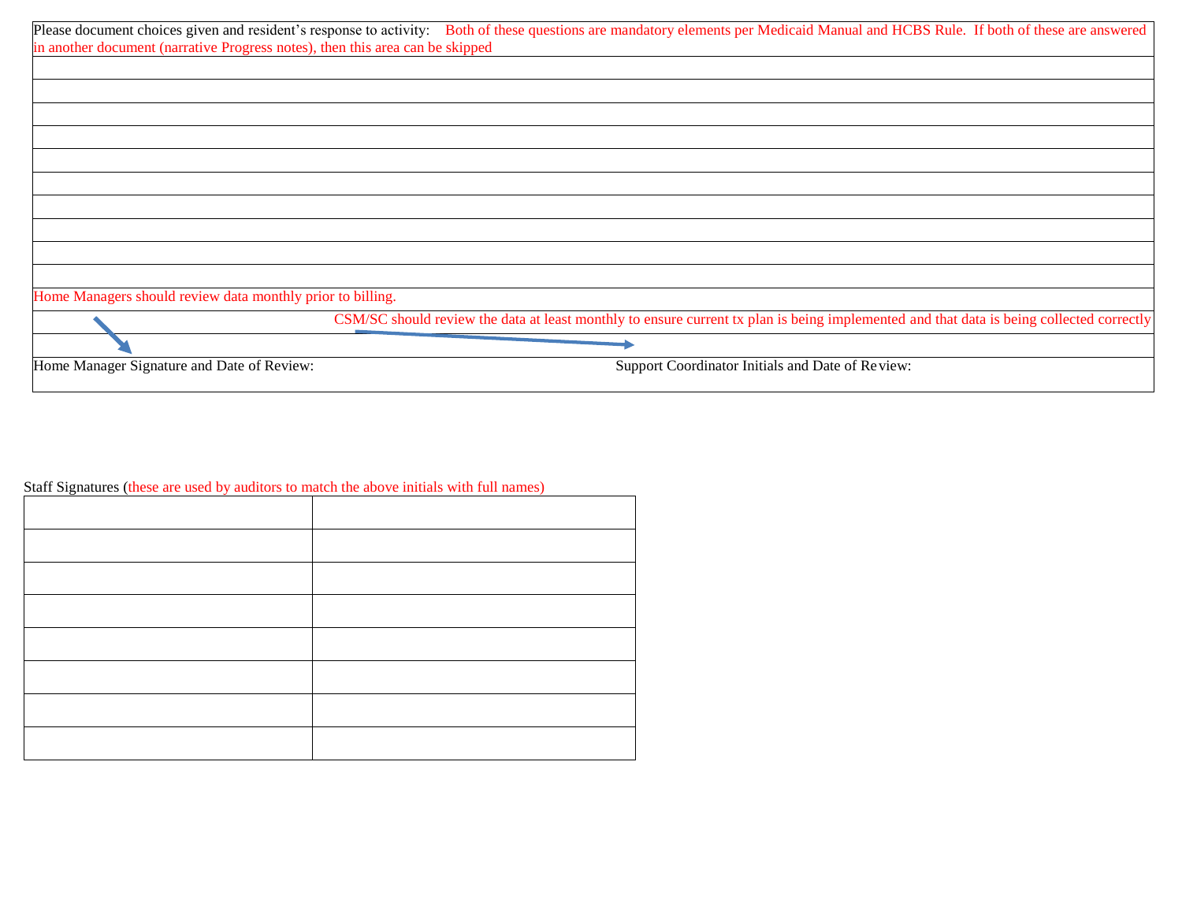| |
|---|
| Please document choices given and resident's response to activity: Both of these questions are mandatory elements per Medicaid Manual and HCBS Rule. If both of these are answered in another document (narrative Progress notes), then this area can be skipped |
| |
| |
| |
| |
| |
| |
| |
| |
| |
| |
| Home Managers should review data monthly prior to billing. |
| CSM/SC should review the data at least monthly to ensure current tx plan is being implemented and that data is being collected correctly |
| |
| Home Manager Signature and Date of Review: Support Coordinator Initials and Date of Review: |

Staff Signatures (these are used by auditors to match the above initials with full names)

| | |
|---|---|
| | |
| | |
| | |
| | |
| | |
| | |
| | |
| | |